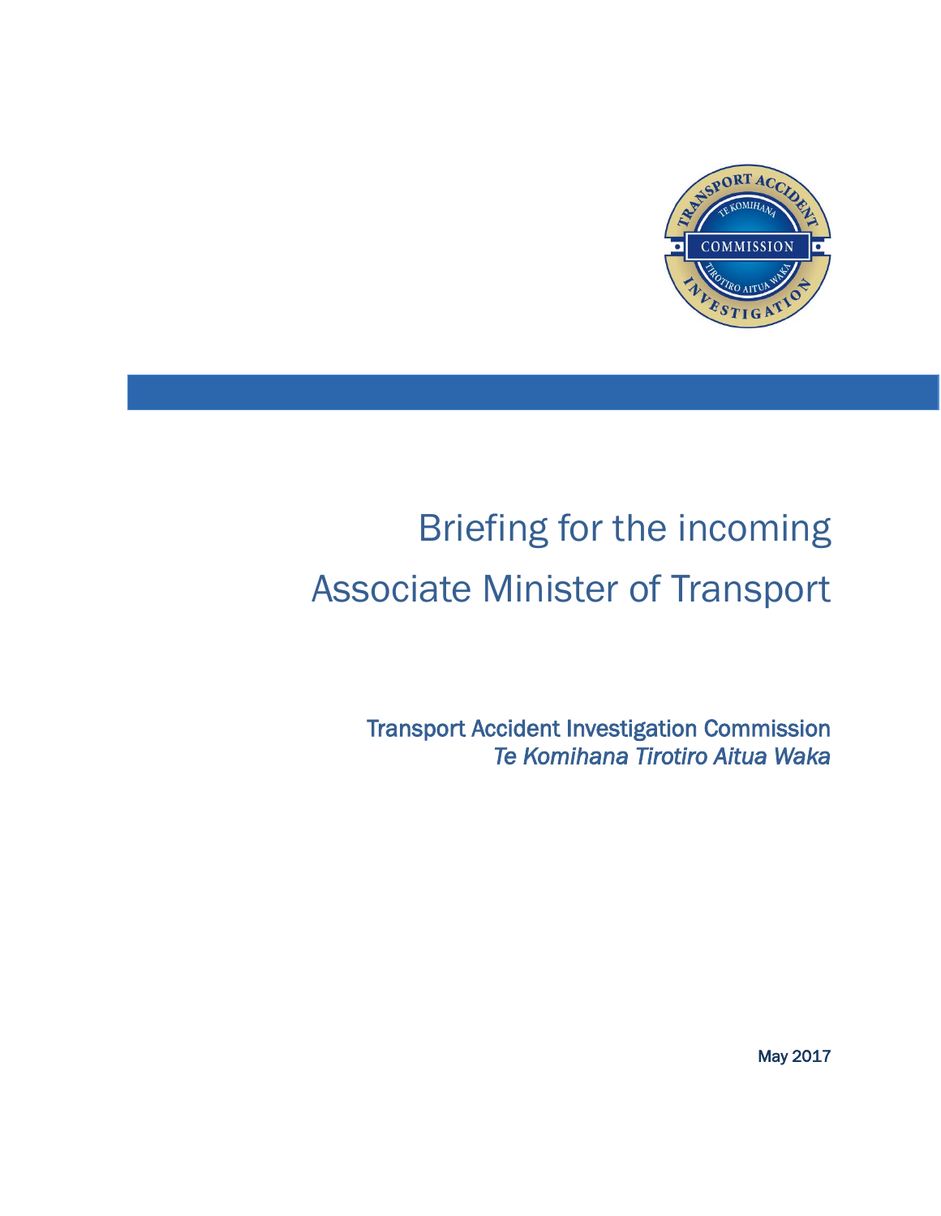# Briefing for the incoming Associate Minister of Transport

**Transport Accident Investigation Commission**
***Te Komihana Tirotiro Aitua Waka***

May 2017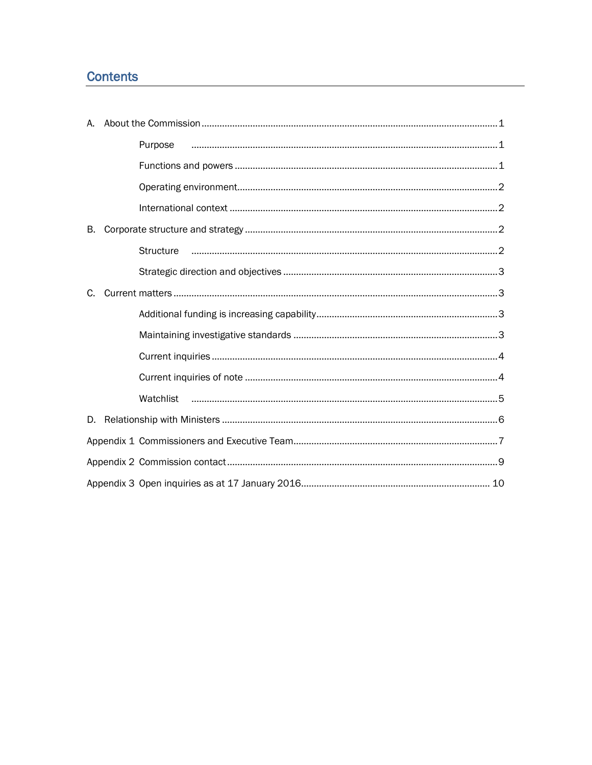## Contents

A. About the Commission ........................................ 1

- Purpose ........................................ 1
- Functions and powers ........................................ 1
- Operating environment ........................................ 2
- International context ........................................ 2

B. Corporate structure and strategy ........................................ 2

- Structure ........................................ 2
- Strategic direction and objectives ........................................ 3

C. Current matters ........................................ 3

- Additional funding is increasing capability ........................................ 3
- Maintaining investigative standards ........................................ 3
- Current inquiries ........................................ 4
- Current inquiries of note ........................................ 4
- Watchlist ........................................ 5

D. Relationship with Ministers ........................................ 6

Appendix 1 Commissioners and Executive Team ........................................ 7

Appendix 2 Commission contact ........................................ 9

Appendix 3 Open inquiries as at 17 January 2016 ........................................ 10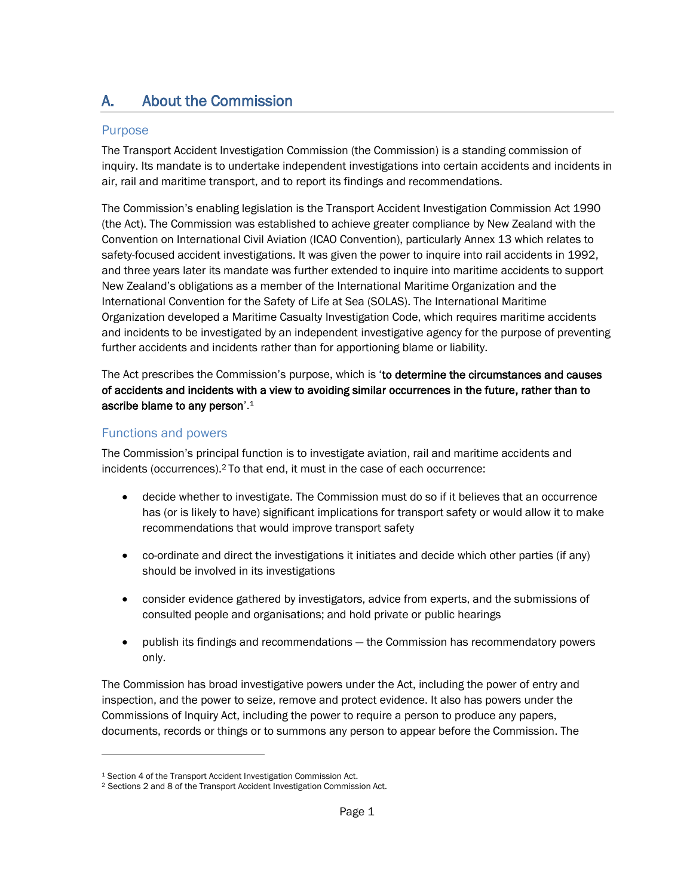## A. About the Commission

### Purpose

The Transport Accident Investigation Commission (the Commission) is a standing commission of inquiry. Its mandate is to undertake independent investigations into certain accidents and incidents in air, rail and maritime transport, and to report its findings and recommendations.

The Commission's enabling legislation is the Transport Accident Investigation Commission Act 1990 (the Act). The Commission was established to achieve greater compliance by New Zealand with the Convention on International Civil Aviation (ICAO Convention), particularly Annex 13 which relates to safety-focused accident investigations. It was given the power to inquire into rail accidents in 1992, and three years later its mandate was further extended to inquire into maritime accidents to support New Zealand's obligations as a member of the International Maritime Organization and the International Convention for the Safety of Life at Sea (SOLAS). The International Maritime Organization developed a Maritime Casualty Investigation Code, which requires maritime accidents and incidents to be investigated by an independent investigative agency for the purpose of preventing further accidents and incidents rather than for apportioning blame or liability.

The Act prescribes the Commission's purpose, which is '**to determine the circumstances and causes of accidents and incidents with a view to avoiding similar occurrences in the future, rather than to ascribe blame to any person**'.[1]

### Functions and powers

The Commission's principal function is to investigate aviation, rail and maritime accidents and incidents (occurrences).[2] To that end, it must in the case of each occurrence:

- decide whether to investigate. The Commission must do so if it believes that an occurrence has (or is likely to have) significant implications for transport safety or would allow it to make recommendations that would improve transport safety
- co-ordinate and direct the investigations it initiates and decide which other parties (if any) should be involved in its investigations
- consider evidence gathered by investigators, advice from experts, and the submissions of consulted people and organisations; and hold private or public hearings
- publish its findings and recommendations – the Commission has recommendatory powers only.

The Commission has broad investigative powers under the Act, including the power of entry and inspection, and the power to seize, remove and protect evidence. It also has powers under the Commissions of Inquiry Act, including the power to require a person to produce any papers, documents, records or things or to summons any person to appear before the Commission. The

---

[1] Section 4 of the Transport Accident Investigation Commission Act.
[2] Sections 2 and 8 of the Transport Accident Investigation Commission Act.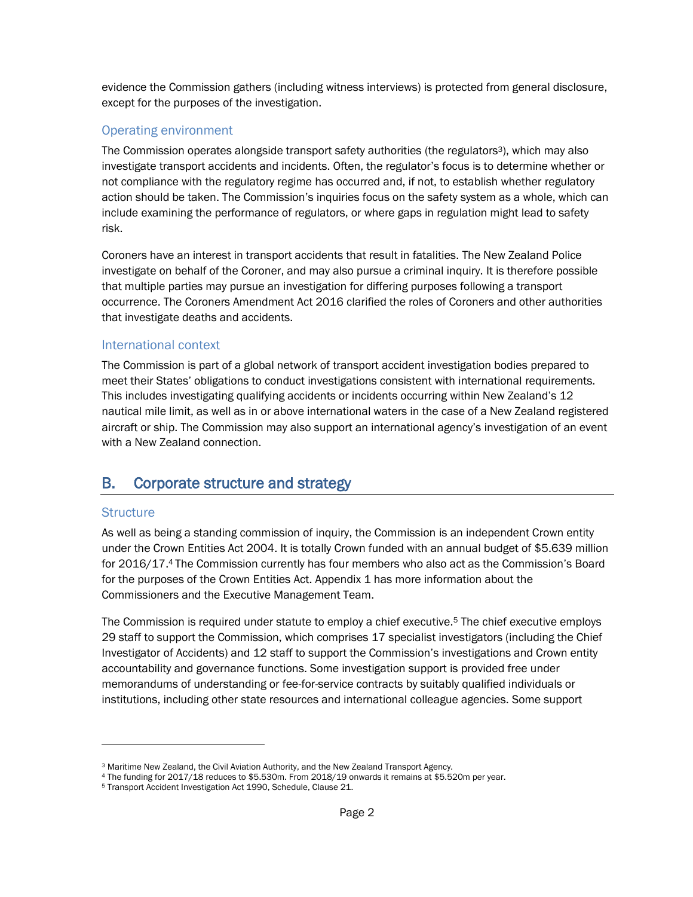evidence the Commission gathers (including witness interviews) is protected from general disclosure, except for the purposes of the investigation.

### Operating environment

The Commission operates alongside transport safety authorities (the regulators[3]), which may also investigate transport accidents and incidents. Often, the regulator's focus is to determine whether or not compliance with the regulatory regime has occurred and, if not, to establish whether regulatory action should be taken. The Commission's inquiries focus on the safety system as a whole, which can include examining the performance of regulators, or where gaps in regulation might lead to safety risk.

Coroners have an interest in transport accidents that result in fatalities. The New Zealand Police investigate on behalf of the Coroner, and may also pursue a criminal inquiry. It is therefore possible that multiple parties may pursue an investigation for differing purposes following a transport occurrence. The Coroners Amendment Act 2016 clarified the roles of Coroners and other authorities that investigate deaths and accidents.

### International context

The Commission is part of a global network of transport accident investigation bodies prepared to meet their States' obligations to conduct investigations consistent with international requirements. This includes investigating qualifying accidents or incidents occurring within New Zealand's 12 nautical mile limit, as well as in or above international waters in the case of a New Zealand registered aircraft or ship. The Commission may also support an international agency's investigation of an event with a New Zealand connection.

## B. Corporate structure and strategy

### Structure

As well as being a standing commission of inquiry, the Commission is an independent Crown entity under the Crown Entities Act 2004. It is totally Crown funded with an annual budget of $5.639 million for 2016/17.[4] The Commission currently has four members who also act as the Commission's Board for the purposes of the Crown Entities Act. Appendix 1 has more information about the Commissioners and the Executive Management Team.

The Commission is required under statute to employ a chief executive.[5] The chief executive employs 29 staff to support the Commission, which comprises 17 specialist investigators (including the Chief Investigator of Accidents) and 12 staff to support the Commission's investigations and Crown entity accountability and governance functions. Some investigation support is provided free under memorandums of understanding or fee-for-service contracts by suitably qualified individuals or institutions, including other state resources and international colleague agencies. Some support

---

[3] Maritime New Zealand, the Civil Aviation Authority, and the New Zealand Transport Agency.

[4] The funding for 2017/18 reduces to $5.530m. From 2018/19 onwards it remains at $5.520m per year.

[5] Transport Accident Investigation Act 1990, Schedule, Clause 21.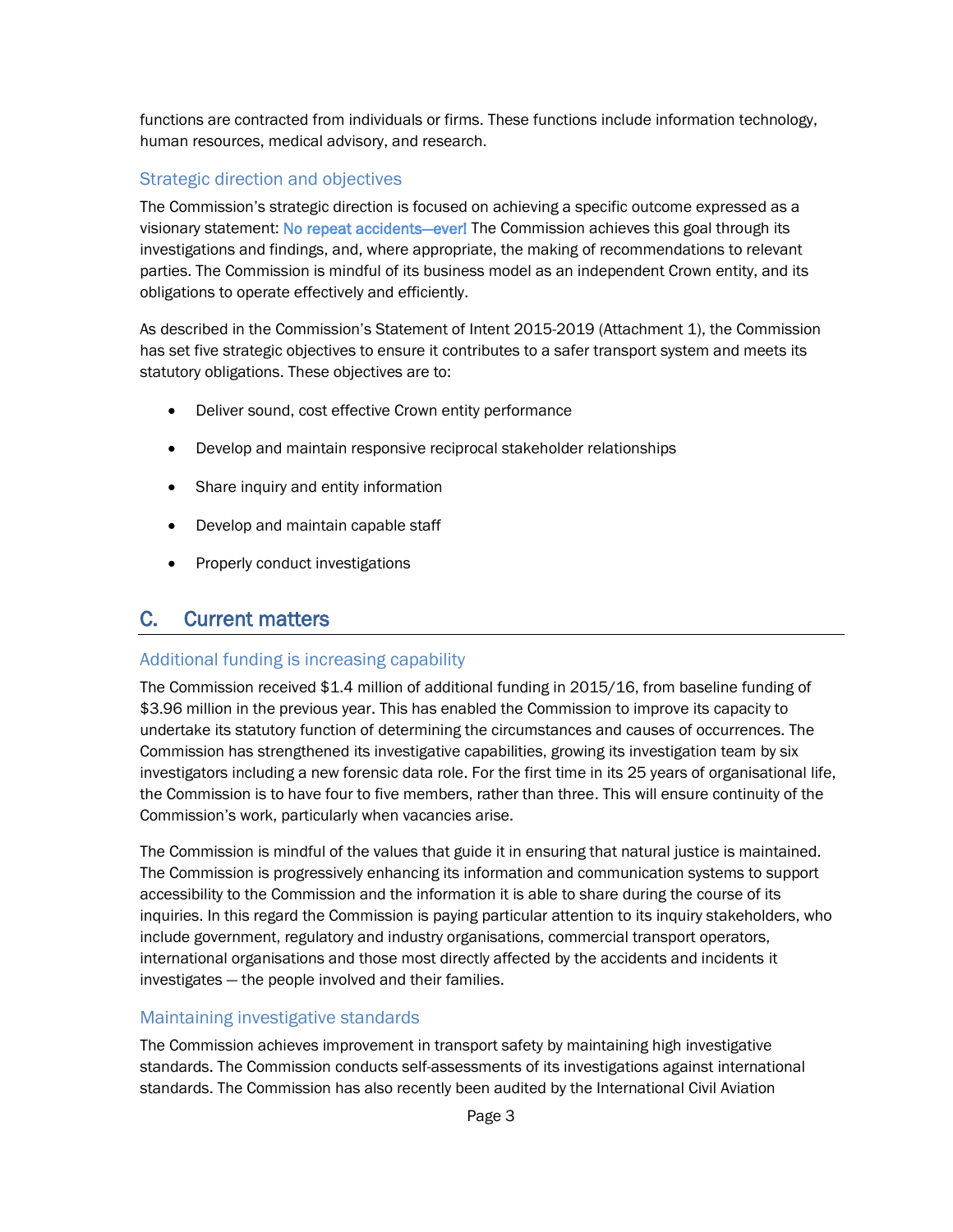functions are contracted from individuals or firms. These functions include information technology, human resources, medical advisory, and research.

### Strategic direction and objectives

The Commission's strategic direction is focused on achieving a specific outcome expressed as a visionary statement: **No repeat accidents—ever!** The Commission achieves this goal through its investigations and findings, and, where appropriate, the making of recommendations to relevant parties. The Commission is mindful of its business model as an independent Crown entity, and its obligations to operate effectively and efficiently.

As described in the Commission's Statement of Intent 2015-2019 (Attachment 1), the Commission has set five strategic objectives to ensure it contributes to a safer transport system and meets its statutory obligations. These objectives are to:

- Deliver sound, cost effective Crown entity performance
- Develop and maintain responsive reciprocal stakeholder relationships
- Share inquiry and entity information
- Develop and maintain capable staff
- Properly conduct investigations

## C. Current matters

### Additional funding is increasing capability

The Commission received $1.4 million of additional funding in 2015/16, from baseline funding of $3.96 million in the previous year. This has enabled the Commission to improve its capacity to undertake its statutory function of determining the circumstances and causes of occurrences. The Commission has strengthened its investigative capabilities, growing its investigation team by six investigators including a new forensic data role. For the first time in its 25 years of organisational life, the Commission is to have four to five members, rather than three. This will ensure continuity of the Commission's work, particularly when vacancies arise.

The Commission is mindful of the values that guide it in ensuring that natural justice is maintained. The Commission is progressively enhancing its information and communication systems to support accessibility to the Commission and the information it is able to share during the course of its inquiries. In this regard the Commission is paying particular attention to its inquiry stakeholders, who include government, regulatory and industry organisations, commercial transport operators, international organisations and those most directly affected by the accidents and incidents it investigates – the people involved and their families.

### Maintaining investigative standards

The Commission achieves improvement in transport safety by maintaining high investigative standards. The Commission conducts self-assessments of its investigations against international standards. The Commission has also recently been audited by the International Civil Aviation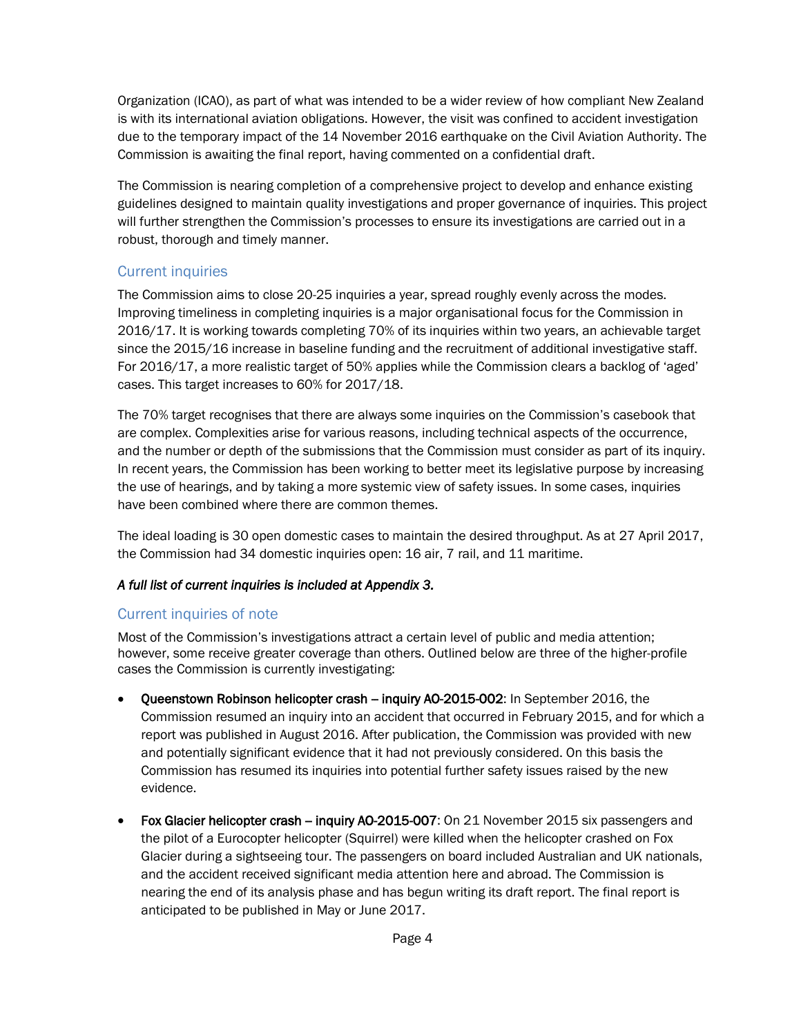Organization (ICAO), as part of what was intended to be a wider review of how compliant New Zealand is with its international aviation obligations. However, the visit was confined to accident investigation due to the temporary impact of the 14 November 2016 earthquake on the Civil Aviation Authority. The Commission is awaiting the final report, having commented on a confidential draft.

The Commission is nearing completion of a comprehensive project to develop and enhance existing guidelines designed to maintain quality investigations and proper governance of inquiries. This project will further strengthen the Commission's processes to ensure its investigations are carried out in a robust, thorough and timely manner.

## Current inquiries

The Commission aims to close 20-25 inquiries a year, spread roughly evenly across the modes. Improving timeliness in completing inquiries is a major organisational focus for the Commission in 2016/17. It is working towards completing 70% of its inquiries within two years, an achievable target since the 2015/16 increase in baseline funding and the recruitment of additional investigative staff. For 2016/17, a more realistic target of 50% applies while the Commission clears a backlog of 'aged' cases. This target increases to 60% for 2017/18.

The 70% target recognises that there are always some inquiries on the Commission's casebook that are complex. Complexities arise for various reasons, including technical aspects of the occurrence, and the number or depth of the submissions that the Commission must consider as part of its inquiry. In recent years, the Commission has been working to better meet its legislative purpose by increasing the use of hearings, and by taking a more systemic view of safety issues. In some cases, inquiries have been combined where there are common themes.

The ideal loading is 30 open domestic cases to maintain the desired throughput. As at 27 April 2017, the Commission had 34 domestic inquiries open: 16 air, 7 rail, and 11 maritime.

***A full list of current inquiries is included at Appendix 3.***

## Current inquiries of note

Most of the Commission's investigations attract a certain level of public and media attention; however, some receive greater coverage than others. Outlined below are three of the higher-profile cases the Commission is currently investigating:

- **Queenstown Robinson helicopter crash – inquiry AO-2015-002**: In September 2016, the Commission resumed an inquiry into an accident that occurred in February 2015, and for which a report was published in August 2016. After publication, the Commission was provided with new and potentially significant evidence that it had not previously considered. On this basis the Commission has resumed its inquiries into potential further safety issues raised by the new evidence.

- **Fox Glacier helicopter crash – inquiry AO-2015-007**: On 21 November 2015 six passengers and the pilot of a Eurocopter helicopter (Squirrel) were killed when the helicopter crashed on Fox Glacier during a sightseeing tour. The passengers on board included Australian and UK nationals, and the accident received significant media attention here and abroad. The Commission is nearing the end of its analysis phase and has begun writing its draft report. The final report is anticipated to be published in May or June 2017.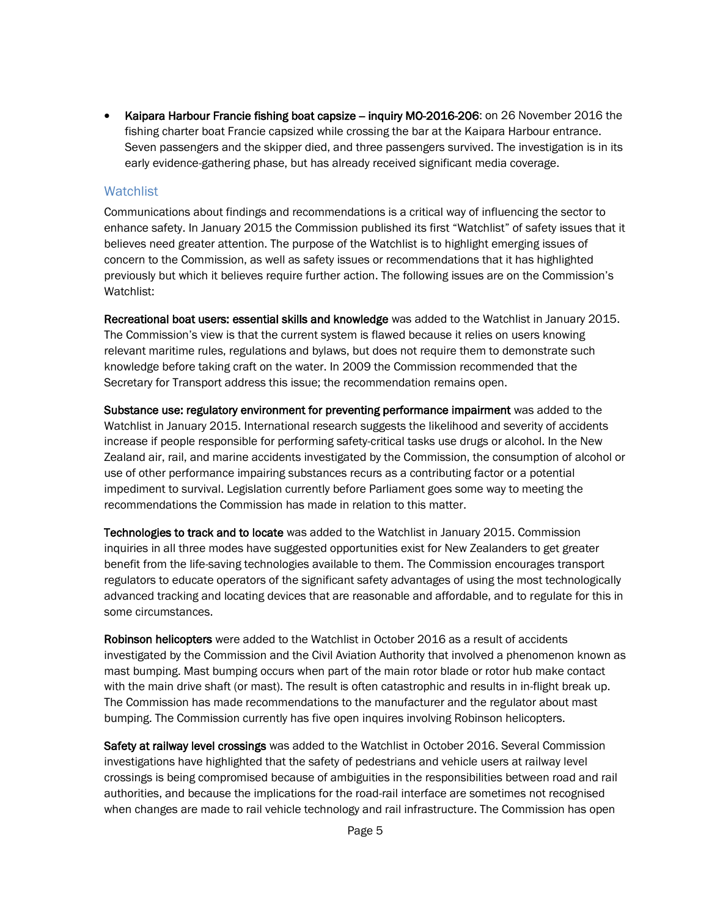- **Kaipara Harbour Francie fishing boat capsize – inquiry MO-2016-206**: on 26 November 2016 the fishing charter boat Francie capsized while crossing the bar at the Kaipara Harbour entrance. Seven passengers and the skipper died, and three passengers survived. The investigation is in its early evidence-gathering phase, but has already received significant media coverage.

### Watchlist

Communications about findings and recommendations is a critical way of influencing the sector to enhance safety. In January 2015 the Commission published its first "Watchlist" of safety issues that it believes need greater attention. The purpose of the Watchlist is to highlight emerging issues of concern to the Commission, as well as safety issues or recommendations that it has highlighted previously but which it believes require further action. The following issues are on the Commission's Watchlist:

**Recreational boat users: essential skills and knowledge** was added to the Watchlist in January 2015. The Commission's view is that the current system is flawed because it relies on users knowing relevant maritime rules, regulations and bylaws, but does not require them to demonstrate such knowledge before taking craft on the water. In 2009 the Commission recommended that the Secretary for Transport address this issue; the recommendation remains open.

**Substance use: regulatory environment for preventing performance impairment** was added to the Watchlist in January 2015. International research suggests the likelihood and severity of accidents increase if people responsible for performing safety-critical tasks use drugs or alcohol. In the New Zealand air, rail, and marine accidents investigated by the Commission, the consumption of alcohol or use of other performance impairing substances recurs as a contributing factor or a potential impediment to survival. Legislation currently before Parliament goes some way to meeting the recommendations the Commission has made in relation to this matter.

**Technologies to track and to locate** was added to the Watchlist in January 2015. Commission inquiries in all three modes have suggested opportunities exist for New Zealanders to get greater benefit from the life-saving technologies available to them. The Commission encourages transport regulators to educate operators of the significant safety advantages of using the most technologically advanced tracking and locating devices that are reasonable and affordable, and to regulate for this in some circumstances.

**Robinson helicopters** were added to the Watchlist in October 2016 as a result of accidents investigated by the Commission and the Civil Aviation Authority that involved a phenomenon known as mast bumping. Mast bumping occurs when part of the main rotor blade or rotor hub make contact with the main drive shaft (or mast). The result is often catastrophic and results in in-flight break up. The Commission has made recommendations to the manufacturer and the regulator about mast bumping. The Commission currently has five open inquires involving Robinson helicopters.

**Safety at railway level crossings** was added to the Watchlist in October 2016. Several Commission investigations have highlighted that the safety of pedestrians and vehicle users at railway level crossings is being compromised because of ambiguities in the responsibilities between road and rail authorities, and because the implications for the road-rail interface are sometimes not recognised when changes are made to rail vehicle technology and rail infrastructure. The Commission has open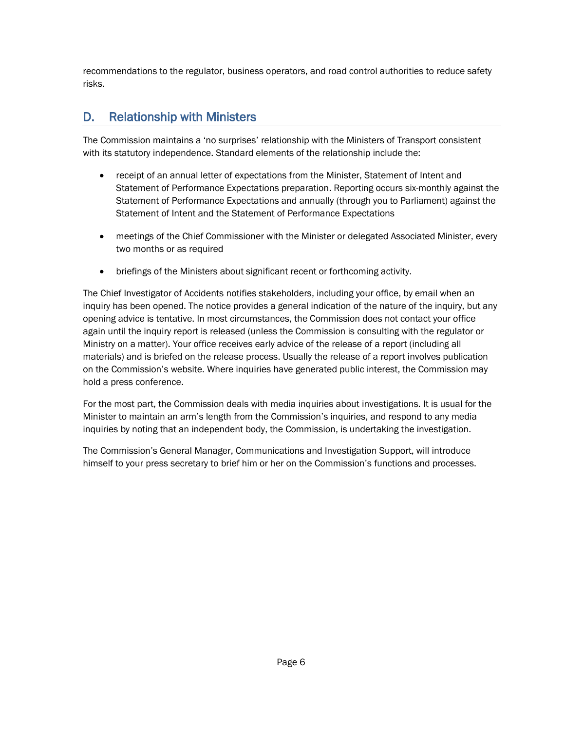recommendations to the regulator, business operators, and road control authorities to reduce safety risks.

## D. Relationship with Ministers

The Commission maintains a 'no surprises' relationship with the Ministers of Transport consistent with its statutory independence. Standard elements of the relationship include the:

- receipt of an annual letter of expectations from the Minister, Statement of Intent and Statement of Performance Expectations preparation. Reporting occurs six-monthly against the Statement of Performance Expectations and annually (through you to Parliament) against the Statement of Intent and the Statement of Performance Expectations
- meetings of the Chief Commissioner with the Minister or delegated Associated Minister, every two months or as required
- briefings of the Ministers about significant recent or forthcoming activity.

The Chief Investigator of Accidents notifies stakeholders, including your office, by email when an inquiry has been opened. The notice provides a general indication of the nature of the inquiry, but any opening advice is tentative. In most circumstances, the Commission does not contact your office again until the inquiry report is released (unless the Commission is consulting with the regulator or Ministry on a matter). Your office receives early advice of the release of a report (including all materials) and is briefed on the release process. Usually the release of a report involves publication on the Commission's website. Where inquiries have generated public interest, the Commission may hold a press conference.

For the most part, the Commission deals with media inquiries about investigations. It is usual for the Minister to maintain an arm's length from the Commission's inquiries, and respond to any media inquiries by noting that an independent body, the Commission, is undertaking the investigation.

The Commission's General Manager, Communications and Investigation Support, will introduce himself to your press secretary to brief him or her on the Commission's functions and processes.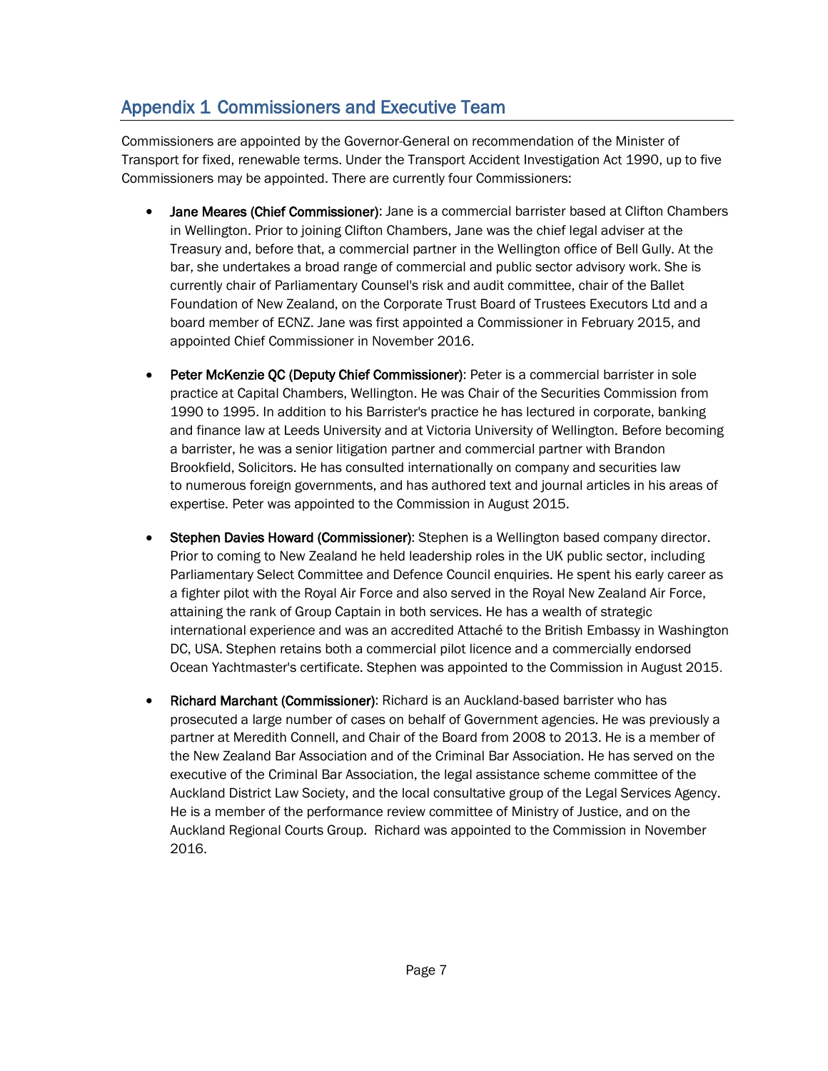## Appendix 1 Commissioners and Executive Team

Commissioners are appointed by the Governor-General on recommendation of the Minister of Transport for fixed, renewable terms. Under the Transport Accident Investigation Act 1990, up to five Commissioners may be appointed. There are currently four Commissioners:

- **Jane Meares (Chief Commissioner)**: Jane is a commercial barrister based at Clifton Chambers in Wellington. Prior to joining Clifton Chambers, Jane was the chief legal adviser at the Treasury and, before that, a commercial partner in the Wellington office of Bell Gully. At the bar, she undertakes a broad range of commercial and public sector advisory work. She is currently chair of Parliamentary Counsel's risk and audit committee, chair of the Ballet Foundation of New Zealand, on the Corporate Trust Board of Trustees Executors Ltd and a board member of ECNZ. Jane was first appointed a Commissioner in February 2015, and appointed Chief Commissioner in November 2016.

- **Peter McKenzie QC (Deputy Chief Commissioner)**: Peter is a commercial barrister in sole practice at Capital Chambers, Wellington. He was Chair of the Securities Commission from 1990 to 1995. In addition to his Barrister's practice he has lectured in corporate, banking and finance law at Leeds University and at Victoria University of Wellington. Before becoming a barrister, he was a senior litigation partner and commercial partner with Brandon Brookfield, Solicitors. He has consulted internationally on company and securities law to numerous foreign governments, and has authored text and journal articles in his areas of expertise. Peter was appointed to the Commission in August 2015.

- **Stephen Davies Howard (Commissioner)**: Stephen is a Wellington based company director. Prior to coming to New Zealand he held leadership roles in the UK public sector, including Parliamentary Select Committee and Defence Council enquiries. He spent his early career as a fighter pilot with the Royal Air Force and also served in the Royal New Zealand Air Force, attaining the rank of Group Captain in both services. He has a wealth of strategic international experience and was an accredited Attaché to the British Embassy in Washington DC, USA. Stephen retains both a commercial pilot licence and a commercially endorsed Ocean Yachtmaster's certificate. Stephen was appointed to the Commission in August 2015.

- **Richard Marchant (Commissioner)**: Richard is an Auckland-based barrister who has prosecuted a large number of cases on behalf of Government agencies. He was previously a partner at Meredith Connell, and Chair of the Board from 2008 to 2013. He is a member of the New Zealand Bar Association and of the Criminal Bar Association. He has served on the executive of the Criminal Bar Association, the legal assistance scheme committee of the Auckland District Law Society, and the local consultative group of the Legal Services Agency. He is a member of the performance review committee of Ministry of Justice, and on the Auckland Regional Courts Group. Richard was appointed to the Commission in November 2016.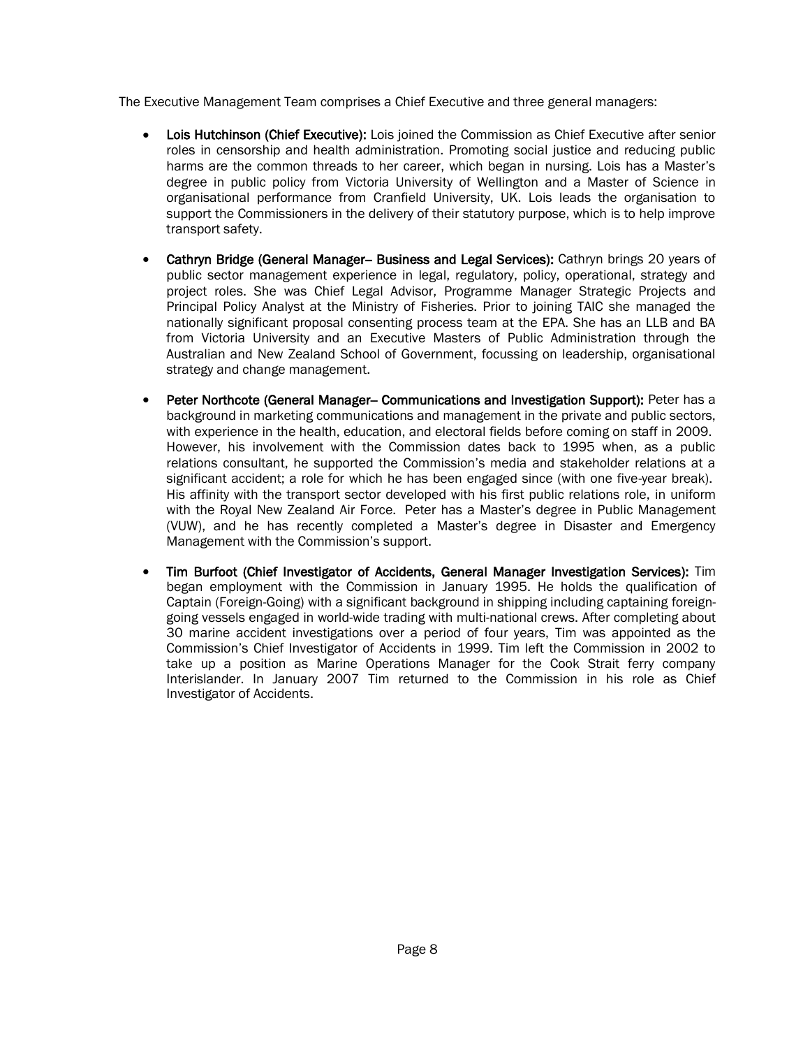The Executive Management Team comprises a Chief Executive and three general managers:

- **Lois Hutchinson (Chief Executive):** Lois joined the Commission as Chief Executive after senior roles in censorship and health administration. Promoting social justice and reducing public harms are the common threads to her career, which began in nursing. Lois has a Master's degree in public policy from Victoria University of Wellington and a Master of Science in organisational performance from Cranfield University, UK. Lois leads the organisation to support the Commissioners in the delivery of their statutory purpose, which is to help improve transport safety.

- **Cathryn Bridge (General Manager– Business and Legal Services):** Cathryn brings 20 years of public sector management experience in legal, regulatory, policy, operational, strategy and project roles. She was Chief Legal Advisor, Programme Manager Strategic Projects and Principal Policy Analyst at the Ministry of Fisheries. Prior to joining TAIC she managed the nationally significant proposal consenting process team at the EPA. She has an LLB and BA from Victoria University and an Executive Masters of Public Administration through the Australian and New Zealand School of Government, focussing on leadership, organisational strategy and change management.

- **Peter Northcote (General Manager– Communications and Investigation Support):** Peter has a background in marketing communications and management in the private and public sectors, with experience in the health, education, and electoral fields before coming on staff in 2009. However, his involvement with the Commission dates back to 1995 when, as a public relations consultant, he supported the Commission's media and stakeholder relations at a significant accident; a role for which he has been engaged since (with one five-year break). His affinity with the transport sector developed with his first public relations role, in uniform with the Royal New Zealand Air Force. Peter has a Master's degree in Public Management (VUW), and he has recently completed a Master's degree in Disaster and Emergency Management with the Commission's support.

- **Tim Burfoot (Chief Investigator of Accidents, General Manager Investigation Services):** Tim began employment with the Commission in January 1995. He holds the qualification of Captain (Foreign-Going) with a significant background in shipping including captaining foreign-going vessels engaged in world-wide trading with multi-national crews. After completing about 30 marine accident investigations over a period of four years, Tim was appointed as the Commission's Chief Investigator of Accidents in 1999. Tim left the Commission in 2002 to take up a position as Marine Operations Manager for the Cook Strait ferry company Interislander. In January 2007 Tim returned to the Commission in his role as Chief Investigator of Accidents.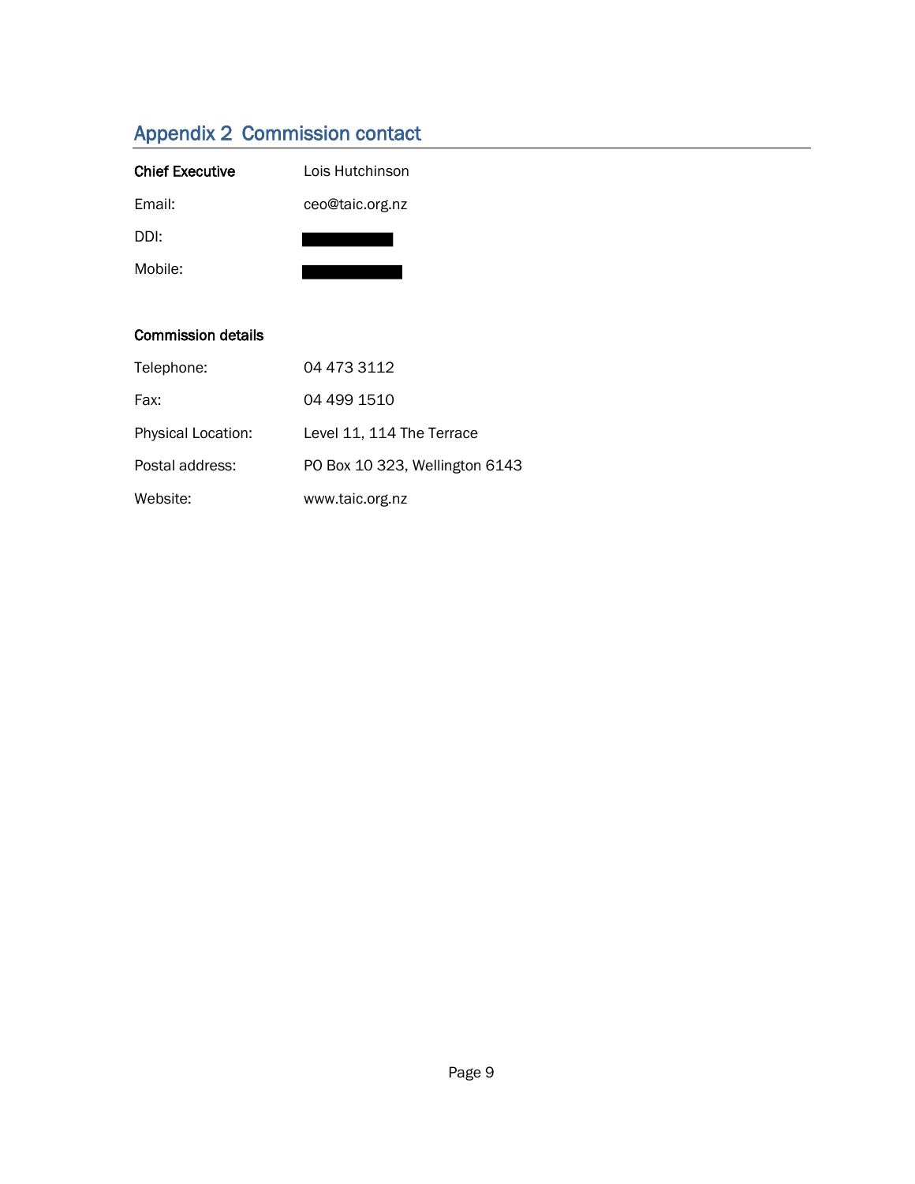## Appendix 2 Commission contact

| | |
|---|---|
| **Chief Executive** | Lois Hutchinson |
| Email: | ceo@taic.org.nz |
| DDI: | |
| Mobile: | |

**Commission details**

| | |
|---|---|
| Telephone: | 04 473 3112 |
| Fax: | 04 499 1510 |
| Physical Location: | Level 11, 114 The Terrace |
| Postal address: | PO Box 10 323, Wellington 6143 |
| Website: | www.taic.org.nz |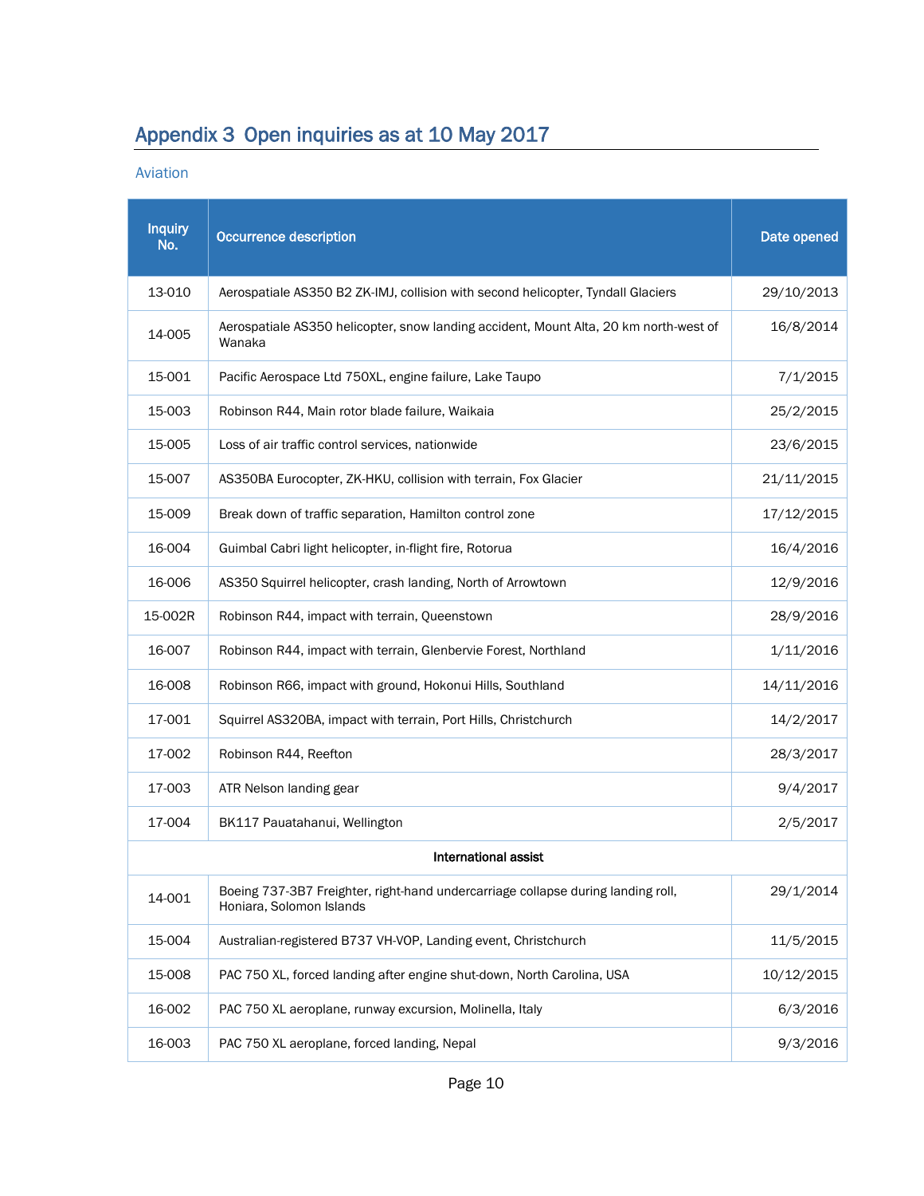## Appendix 3 Open inquiries as at 10 May 2017

### Aviation

| Inquiry No. | Occurrence description | Date opened |
|---|---|---|
| 13-010 | Aerospatiale AS350 B2 ZK-IMJ, collision with second helicopter, Tyndall Glaciers | 29/10/2013 |
| 14-005 | Aerospatiale AS350 helicopter, snow landing accident, Mount Alta, 20 km north-west of Wanaka | 16/8/2014 |
| 15-001 | Pacific Aerospace Ltd 750XL, engine failure, Lake Taupo | 7/1/2015 |
| 15-003 | Robinson R44, Main rotor blade failure, Waikaia | 25/2/2015 |
| 15-005 | Loss of air traffic control services, nationwide | 23/6/2015 |
| 15-007 | AS350BA Eurocopter, ZK-HKU, collision with terrain, Fox Glacier | 21/11/2015 |
| 15-009 | Break down of traffic separation, Hamilton control zone | 17/12/2015 |
| 16-004 | Guimbal Cabri light helicopter, in-flight fire, Rotorua | 16/4/2016 |
| 16-006 | AS350 Squirrel helicopter, crash landing, North of Arrowtown | 12/9/2016 |
| 15-002R | Robinson R44, impact with terrain, Queenstown | 28/9/2016 |
| 16-007 | Robinson R44, impact with terrain, Glenbervie Forest, Northland | 1/11/2016 |
| 16-008 | Robinson R66, impact with ground, Hokonui Hills, Southland | 14/11/2016 |
| 17-001 | Squirrel AS320BA, impact with terrain, Port Hills, Christchurch | 14/2/2017 |
| 17-002 | Robinson R44, Reefton | 28/3/2017 |
| 17-003 | ATR Nelson landing gear | 9/4/2017 |
| 17-004 | BK117 Pauatahanui, Wellington | 2/5/2017 |
| | **International assist** | |
| 14-001 | Boeing 737-3B7 Freighter, right-hand undercarriage collapse during landing roll, Honiara, Solomon Islands | 29/1/2014 |
| 15-004 | Australian-registered B737 VH-VOP, Landing event, Christchurch | 11/5/2015 |
| 15-008 | PAC 750 XL, forced landing after engine shut-down, North Carolina, USA | 10/12/2015 |
| 16-002 | PAC 750 XL aeroplane, runway excursion, Molinella, Italy | 6/3/2016 |
| 16-003 | PAC 750 XL aeroplane, forced landing, Nepal | 9/3/2016 |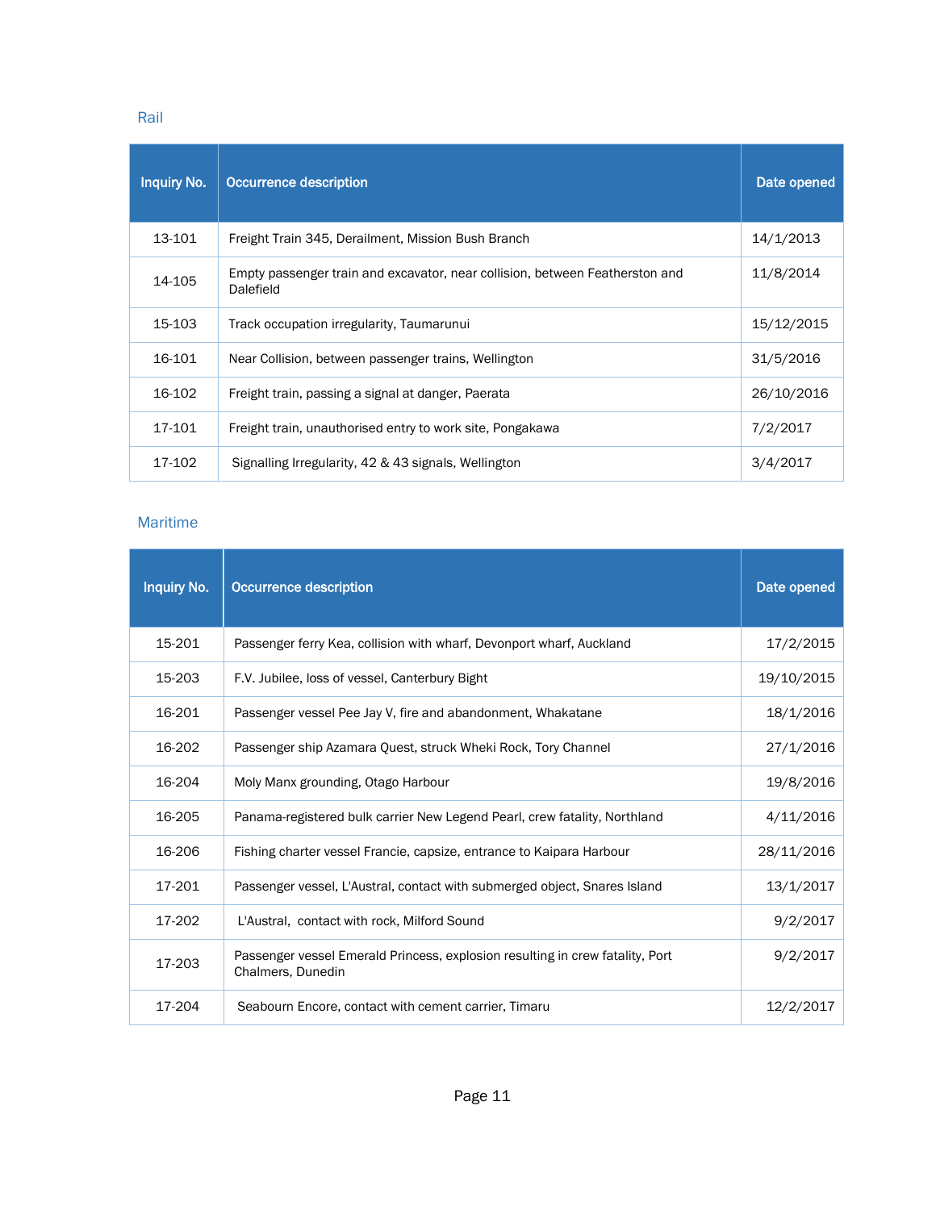## Rail

| Inquiry No. | Occurrence description | Date opened |
|---|---|---|
| 13-101 | Freight Train 345, Derailment, Mission Bush Branch | 14/1/2013 |
| 14-105 | Empty passenger train and excavator, near collision, between Featherston and Dalefield | 11/8/2014 |
| 15-103 | Track occupation irregularity, Taumarunui | 15/12/2015 |
| 16-101 | Near Collision, between passenger trains, Wellington | 31/5/2016 |
| 16-102 | Freight train, passing a signal at danger, Paerata | 26/10/2016 |
| 17-101 | Freight train, unauthorised entry to work site, Pongakawa | 7/2/2017 |
| 17-102 | Signalling Irregularity, 42 & 43 signals, Wellington | 3/4/2017 |

## Maritime

| Inquiry No. | Occurrence description | Date opened |
|---|---|---|
| 15-201 | Passenger ferry Kea, collision with wharf, Devonport wharf, Auckland | 17/2/2015 |
| 15-203 | F.V. Jubilee, loss of vessel, Canterbury Bight | 19/10/2015 |
| 16-201 | Passenger vessel Pee Jay V, fire and abandonment, Whakatane | 18/1/2016 |
| 16-202 | Passenger ship Azamara Quest, struck Wheki Rock, Tory Channel | 27/1/2016 |
| 16-204 | Moly Manx grounding, Otago Harbour | 19/8/2016 |
| 16-205 | Panama-registered bulk carrier New Legend Pearl, crew fatality, Northland | 4/11/2016 |
| 16-206 | Fishing charter vessel Francie, capsize, entrance to Kaipara Harbour | 28/11/2016 |
| 17-201 | Passenger vessel, L'Austral, contact with submerged object, Snares Island | 13/1/2017 |
| 17-202 | L'Austral, contact with rock, Milford Sound | 9/2/2017 |
| 17-203 | Passenger vessel Emerald Princess, explosion resulting in crew fatality, Port Chalmers, Dunedin | 9/2/2017 |
| 17-204 | Seabourn Encore, contact with cement carrier, Timaru | 12/2/2017 |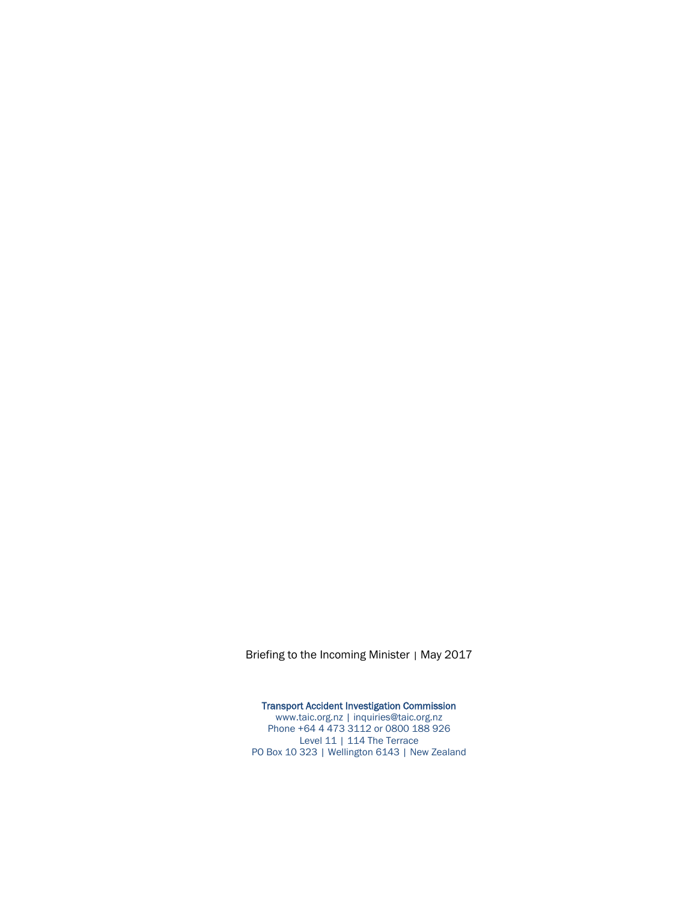Briefing to the Incoming Minister | May 2017

**Transport Accident Investigation Commission**
www.taic.org.nz | inquiries@taic.org.nz
Phone +64 4 473 3112 or 0800 188 926
Level 11 | 114 The Terrace
PO Box 10 323 | Wellington 6143 | New Zealand